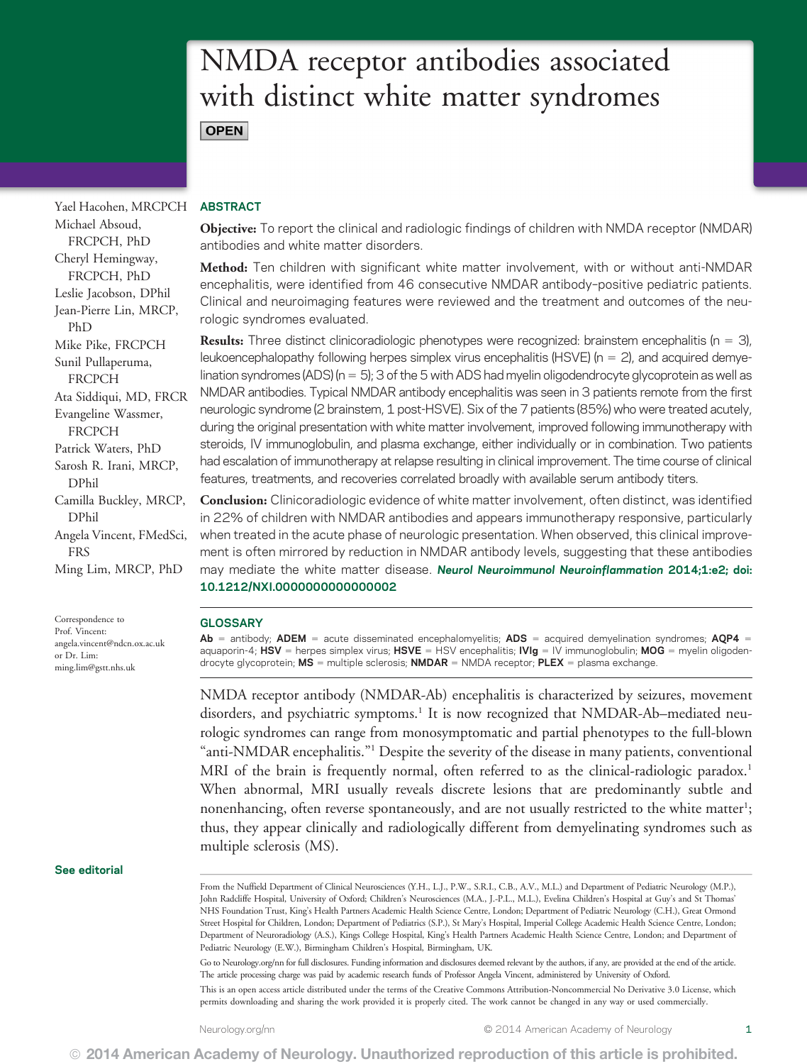# NMDA receptor antibodies associated with distinct white matter syndromes

**OPEN**

Yael Hacohen, MRCPCH
Michael Absoud, FRCPCH, PhD
Cheryl Hemingway, FRCPCH, PhD
Leslie Jacobson, DPhil
Jean-Pierre Lin, MRCP, PhD
Mike Pike, FRCPCH
Sunil Pullaperuma, FRCPCH
Ata Siddiqui, MD, FRCR
Evangeline Wassmer, FRCPCH
Patrick Waters, PhD
Sarosh R. Irani, MRCP, DPhil
Camilla Buckley, MRCP, DPhil
Angela Vincent, FMedSci, FRS
Ming Lim, MRCP, PhD

Correspondence to Prof. Vincent: angela.vincent@ndcn.ox.ac.uk or Dr. Lim: ming.lim@gstt.nhs.uk

See editorial

## ABSTRACT

**Objective:** To report the clinical and radiologic findings of children with NMDA receptor (NMDAR) antibodies and white matter disorders.

**Method:** Ten children with significant white matter involvement, with or without anti-NMDAR encephalitis, were identified from 46 consecutive NMDAR antibody–positive pediatric patients. Clinical and neuroimaging features were reviewed and the treatment and outcomes of the neurologic syndromes evaluated.

**Results:** Three distinct clinicoradiologic phenotypes were recognized: brainstem encephalitis (n = 3), leukoencephalopathy following herpes simplex virus encephalitis (HSVE) (n = 2), and acquired demyelination syndromes (ADS) (n = 5); 3 of the 5 with ADS had myelin oligodendrocyte glycoprotein as well as NMDAR antibodies. Typical NMDAR antibody encephalitis was seen in 3 patients remote from the first neurologic syndrome (2 brainstem, 1 post-HSVE). Six of the 7 patients (85%) who were treated acutely, during the original presentation with white matter involvement, improved following immunotherapy with steroids, IV immunoglobulin, and plasma exchange, either individually or in combination. Two patients had escalation of immunotherapy at relapse resulting in clinical improvement. The time course of clinical features, treatments, and recoveries correlated broadly with available serum antibody titers.

**Conclusion:** Clinicoradiologic evidence of white matter involvement, often distinct, was identified in 22% of children with NMDAR antibodies and appears immunotherapy responsive, particularly when treated in the acute phase of neurologic presentation. When observed, this clinical improvement is often mirrored by reduction in NMDAR antibody levels, suggesting that these antibodies may mediate the white matter disease. *Neurol Neuroimmunol Neuroinflammation* 2014;1:e2; doi: 10.1212/NXI.0000000000000002

## GLOSSARY

**Ab** = antibody; **ADEM** = acute disseminated encephalomyelitis; **ADS** = acquired demyelination syndromes; **AQP4** = aquaporin-4; **HSV** = herpes simplex virus; **HSVE** = HSV encephalitis; **IVIg** = IV immunoglobulin; **MOG** = myelin oligodendrocyte glycoprotein; **MS** = multiple sclerosis; **NMDAR** = NMDA receptor; **PLEX** = plasma exchange.

NMDA receptor antibody (NMDAR-Ab) encephalitis is characterized by seizures, movement disorders, and psychiatric symptoms.[1] It is now recognized that NMDAR-Ab–mediated neurologic syndromes can range from monosymptomatic and partial phenotypes to the full-blown "anti-NMDAR encephalitis."[1] Despite the severity of the disease in many patients, conventional MRI of the brain is frequently normal, often referred to as the clinical-radiologic paradox.[1] When abnormal, MRI usually reveals discrete lesions that are predominantly subtle and nonenhancing, often reverse spontaneously, and are not usually restricted to the white matter[1]; thus, they appear clinically and radiologically different from demyelinating syndromes such as multiple sclerosis (MS).

From the Nuffield Department of Clinical Neurosciences (Y.H., L.J., P.W., S.R.I., C.B., A.V., M.L.) and Department of Pediatric Neurology (M.P.), John Radcliffe Hospital, University of Oxford; Children's Neurosciences (M.A., J.-P.L., M.L.), Evelina Children's Hospital at Guy's and St Thomas' NHS Foundation Trust, King's Health Partners Academic Health Science Centre, London; Department of Pediatric Neurology (C.H.), Great Ormond Street Hospital for Children, London; Department of Pediatrics (S.P.), St Mary's Hospital, Imperial College Academic Health Science Centre, London; Department of Neuroradiology (A.S.), Kings College Hospital, King's Health Partners Academic Health Science Centre, London; and Department of Pediatric Neurology (E.W.), Birmingham Children's Hospital, Birmingham, UK.

Go to Neurology.org/nn for full disclosures. Funding information and disclosures deemed relevant by the authors, if any, are provided at the end of the article. The article processing charge was paid by academic research funds of Professor Angela Vincent, administered by University of Oxford.

This is an open access article distributed under the terms of the Creative Commons Attribution-Noncommercial No Derivative 3.0 License, which permits downloading and sharing the work provided it is properly cited. The work cannot be changed in any way or used commercially.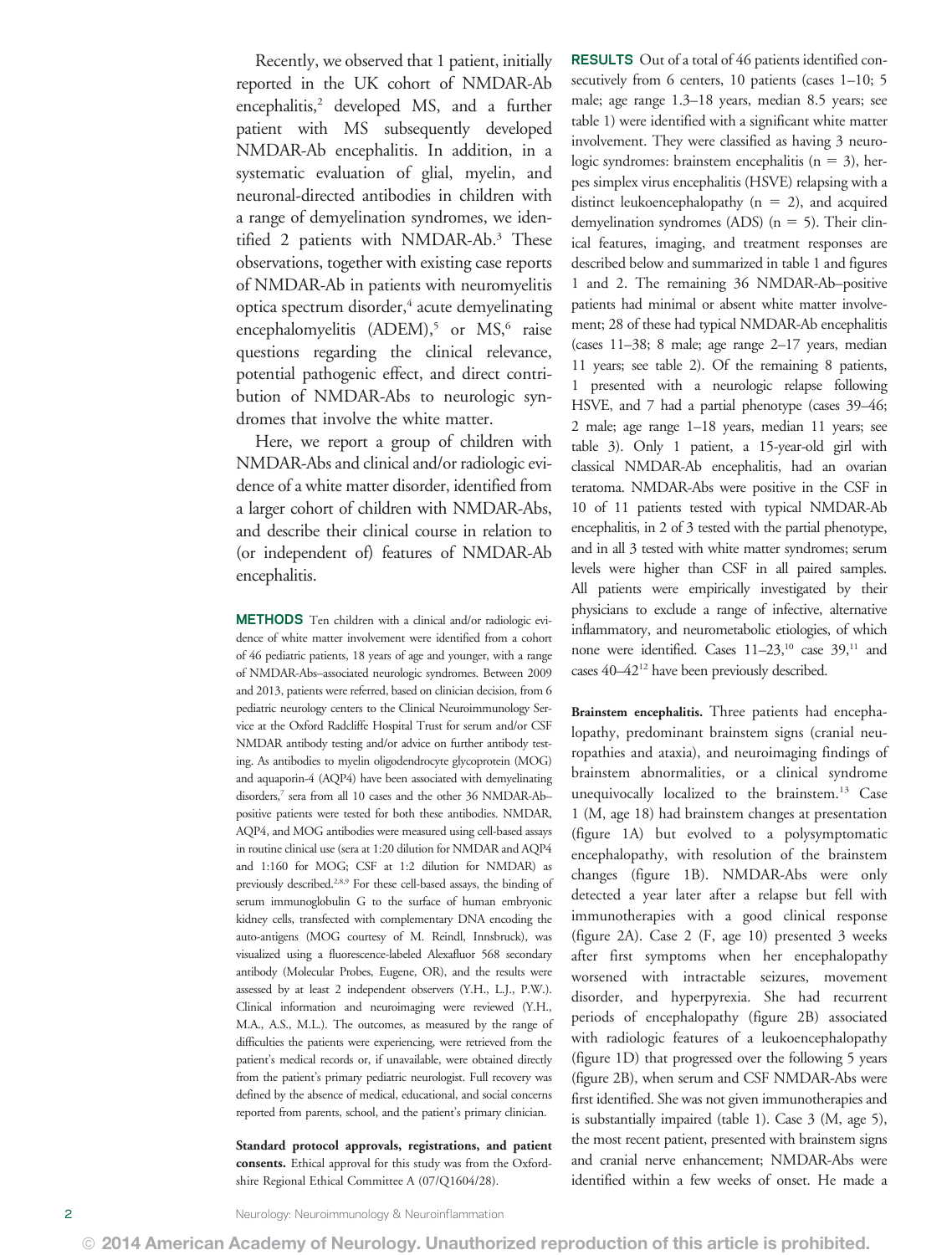Recently, we observed that 1 patient, initially reported in the UK cohort of NMDAR-Ab encephalitis,[2] developed MS, and a further patient with MS subsequently developed NMDAR-Ab encephalitis. In addition, in a systematic evaluation of glial, myelin, and neuronal-directed antibodies in children with a range of demyelination syndromes, we identified 2 patients with NMDAR-Ab.[3] These observations, together with existing case reports of NMDAR-Ab in patients with neuromyelitis optica spectrum disorder,[4] acute demyelinating encephalomyelitis (ADEM),[5] or MS,[6] raise questions regarding the clinical relevance, potential pathogenic effect, and direct contribution of NMDAR-Abs to neurologic syndromes that involve the white matter.

Here, we report a group of children with NMDAR-Abs and clinical and/or radiologic evidence of a white matter disorder, identified from a larger cohort of children with NMDAR-Abs, and describe their clinical course in relation to (or independent of) features of NMDAR-Ab encephalitis.

**METHODS** Ten children with a clinical and/or radiologic evidence of white matter involvement were identified from a cohort of 46 pediatric patients, 18 years of age and younger, with a range of NMDAR-Abs–associated neurologic syndromes. Between 2009 and 2013, patients were referred, based on clinician decision, from 6 pediatric neurology centers to the Clinical Neuroimmunology Service at the Oxford Radcliffe Hospital Trust for serum and/or CSF NMDAR antibody testing and/or advice on further antibody testing. As antibodies to myelin oligodendrocyte glycoprotein (MOG) and aquaporin-4 (AQP4) have been associated with demyelinating disorders,[7] sera from all 10 cases and the other 36 NMDAR-Ab–positive patients were tested for both these antibodies. NMDAR, AQP4, and MOG antibodies were measured using cell-based assays in routine clinical use (sera at 1:20 dilution for NMDAR and AQP4 and 1:160 for MOG; CSF at 1:2 dilution for NMDAR) as previously described.[2,8,9] For these cell-based assays, the binding of serum immunoglobulin G to the surface of human embryonic kidney cells, transfected with complementary DNA encoding the auto-antigens (MOG courtesy of M. Reindl, Innsbruck), was visualized using a fluorescence-labeled Alexafluor 568 secondary antibody (Molecular Probes, Eugene, OR), and the results were assessed by at least 2 independent observers (Y.H., L.J., P.W.). Clinical information and neuroimaging were reviewed (Y.H., M.A., A.S., M.L.). The outcomes, as measured by the range of difficulties the patients were experiencing, were retrieved from the patient's medical records or, if unavailable, were obtained directly from the patient's primary pediatric neurologist. Full recovery was defined by the absence of medical, educational, and social concerns reported from parents, school, and the patient's primary clinician.

**Standard protocol approvals, registrations, and patient consents.** Ethical approval for this study was from the Oxfordshire Regional Ethical Committee A (07/Q1604/28).

**RESULTS** Out of a total of 46 patients identified consecutively from 6 centers, 10 patients (cases 1–10; 5 male; age range 1.3–18 years, median 8.5 years; see table 1) were identified with a significant white matter involvement. They were classified as having 3 neurologic syndromes: brainstem encephalitis (n = 3), herpes simplex virus encephalitis (HSVE) relapsing with a distinct leukoencephalopathy (n = 2), and acquired demyelination syndromes (ADS) (n = 5). Their clinical features, imaging, and treatment responses are described below and summarized in table 1 and figures 1 and 2. The remaining 36 NMDAR-Ab–positive patients had minimal or absent white matter involvement; 28 of these had typical NMDAR-Ab encephalitis (cases 11–38; 8 male; age range 2–17 years, median 11 years; see table 2). Of the remaining 8 patients, 1 presented with a neurologic relapse following HSVE, and 7 had a partial phenotype (cases 39–46; 2 male; age range 1–18 years, median 11 years; see table 3). Only 1 patient, a 15-year-old girl with classical NMDAR-Ab encephalitis, had an ovarian teratoma. NMDAR-Abs were positive in the CSF in 10 of 11 patients tested with typical NMDAR-Ab encephalitis, in 2 of 3 tested with the partial phenotype, and in all 3 tested with white matter syndromes; serum levels were higher than CSF in all paired samples. All patients were empirically investigated by their physicians to exclude a range of infective, alternative inflammatory, and neurometabolic etiologies, of which none were identified. Cases 11–23,[10] case 39,[11] and cases 40–42[12] have been previously described.

**Brainstem encephalitis.** Three patients had encephalopathy, predominant brainstem signs (cranial neuropathies and ataxia), and neuroimaging findings of brainstem abnormalities, or a clinical syndrome unequivocally localized to the brainstem.[13] Case 1 (M, age 18) had brainstem changes at presentation (figure 1A) but evolved to a polysymptomatic encephalopathy, with resolution of the brainstem changes (figure 1B). NMDAR-Abs were only detected a year later after a relapse but fell with immunotherapies with a good clinical response (figure 2A). Case 2 (F, age 10) presented 3 weeks after first symptoms when her encephalopathy worsened with intractable seizures, movement disorder, and hyperpyrexia. She had recurrent periods of encephalopathy (figure 2B) associated with radiologic features of a leukoencephalopathy (figure 1D) that progressed over the following 5 years (figure 2B), when serum and CSF NMDAR-Abs were first identified. She was not given immunotherapies and is substantially impaired (table 1). Case 3 (M, age 5), the most recent patient, presented with brainstem signs and cranial nerve enhancement; NMDAR-Abs were identified within a few weeks of onset. He made a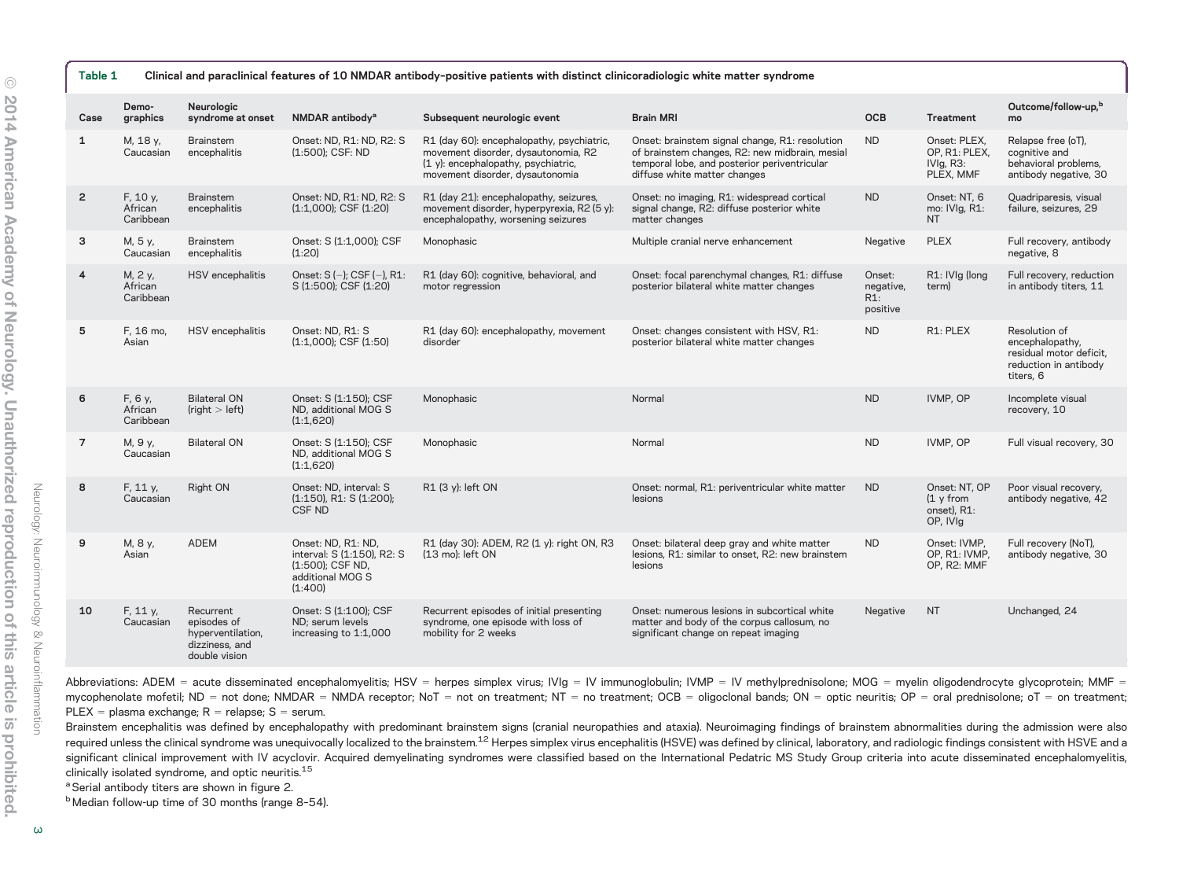**Table 1 Clinical and paraclinical features of 10 NMDAR antibody–positive patients with distinct clinicoradiologic white matter syndrome**

| Case | Demo-graphics | Neurologic syndrome at onset | NMDAR antibody[a] | Subsequent neurologic event | Brain MRI | OCB | Treatment | Outcome/follow-up,[b] mo |
|---|---|---|---|---|---|---|---|---|
| 1 | M, 18 y, Caucasian | Brainstem encephalitis | Onset: ND, R1: ND, R2: S (1:500); CSF: ND | R1 (day 60): encephalopathy, psychiatric, movement disorder, dysautonomia, R2 (1 y): encephalopathy, psychiatric, movement disorder, dysautonomia | Onset: brainstem signal change, R1: resolution of brainstem changes, R2: new midbrain, mesial temporal lobe, and posterior periventricular diffuse white matter changes | ND | Onset: PLEX, OP, R1: PLEX, IVIg, R3: PLEX, MMF | Relapse free (oT), cognitive and behavioral problems, antibody negative, 30 |
| 2 | F, 10 y, African Caribbean | Brainstem encephalitis | Onset: ND, R1: ND, R2: S (1:1,000); CSF (1:20) | R1 (day 21): encephalopathy, seizures, movement disorder, hyperpyrexia, R2 (5 y): encephalopathy, worsening seizures | Onset: no imaging, R1: widespread cortical signal change, R2: diffuse posterior white matter changes | ND | Onset: NT, 6 mo: IVIg, R1: NT | Quadriparesis, visual failure, seizures, 29 |
| 3 | M, 5 y, Caucasian | Brainstem encephalitis | Onset: S (1:1,000); CSF (1:20) | Monophasic | Multiple cranial nerve enhancement | Negative | PLEX | Full recovery, antibody negative, 8 |
| 4 | M, 2 y, African Caribbean | HSV encephalitis | Onset: S (−); CSF (−), R1: S (1:500); CSF (1:20) | R1 (day 60): cognitive, behavioral, and motor regression | Onset: focal parenchymal changes, R1: diffuse posterior bilateral white matter changes | Onset: negative, R1: positive | R1: IVIg (long term) | Full recovery, reduction in antibody titers, 11 |
| 5 | F, 16 mo, Asian | HSV encephalitis | Onset: ND, R1: S (1:1,000); CSF (1:50) | R1 (day 60): encephalopathy, movement disorder | Onset: changes consistent with HSV, R1: posterior bilateral white matter changes | ND | R1: PLEX | Resolution of encephalopathy, residual motor deficit, reduction in antibody titers, 6 |
| 6 | F, 6 y, African Caribbean | Bilateral ON (right > left) | Onset: S (1:150); CSF ND, additional MOG S (1:1,620) | Monophasic | Normal | ND | IVMP, OP | Incomplete visual recovery, 10 |
| 7 | M, 9 y, Caucasian | Bilateral ON | Onset: S (1:150); CSF ND, additional MOG S (1:1,620) | Monophasic | Normal | ND | IVMP, OP | Full visual recovery, 30 |
| 8 | F, 11 y, Caucasian | Right ON | Onset: ND, interval: S (1:150), R1: S (1:200); CSF ND | R1 (3 y): left ON | Onset: normal, R1: periventricular white matter lesions | ND | Onset: NT, OP (1 y from onset), R1: OP, IVIg | Poor visual recovery, antibody negative, 42 |
| 9 | M, 8 y, Asian | ADEM | Onset: ND, R1: ND, interval: S (1:150), R2: S (1:500); CSF ND, additional MOG S (1:400) | R1 (day 30): ADEM, R2 (1 y): right ON, R3 (13 mo): left ON | Onset: bilateral deep gray and white matter lesions, R1: similar to onset, R2: new brainstem lesions | ND | Onset: IVMP, OP, R1: IVMP, OP, R2: MMF | Full recovery (NoT), antibody negative, 30 |
| 10 | F, 11 y, Caucasian | Recurrent episodes of hyperventilation, dizziness, and double vision | Onset: S (1:100); CSF ND; serum levels increasing to 1:1,000 | Recurrent episodes of initial presenting syndrome, one episode with loss of mobility for 2 weeks | Onset: numerous lesions in subcortical white matter and body of the corpus callosum, no significant change on repeat imaging | Negative | NT | Unchanged, 24 |

Abbreviations: ADEM = acute disseminated encephalomyelitis; HSV = herpes simplex virus; IVIg = IV immunoglobulin; IVMP = IV methylprednisolone; MOG = myelin oligodendrocyte glycoprotein; MMF = mycophenolate mofetil; ND = not done; NMDAR = NMDA receptor; NoT = not on treatment; NT = no treatment; OCB = oligoclonal bands; ON = optic neuritis; OP = oral prednisolone; oT = on treatment; PLEX = plasma exchange; R = relapse; S = serum.

Brainstem encephalitis was defined by encephalopathy with predominant brainstem signs (cranial neuropathies and ataxia). Neuroimaging findings of brainstem abnormalities during the admission were also required unless the clinical syndrome was unequivocally localized to the brainstem.[12] Herpes simplex virus encephalitis (HSVE) was defined by clinical, laboratory, and radiologic findings consistent with HSVE and a significant clinical improvement with IV acyclovir. Acquired demyelinating syndromes were classified based on the International Pediatric MS Study Group criteria into acute disseminated encephalomyelitis, clinically isolated syndrome, and optic neuritis.[15]

[a] Serial antibody titers are shown in figure 2.

[b] Median follow-up time of 30 months (range 8–54).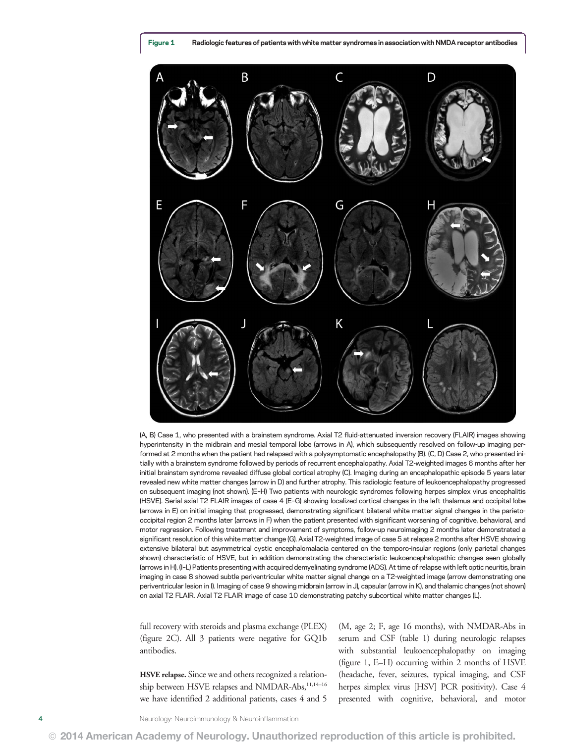**Figure 1** Radiologic features of patients with white matter syndromes in association with NMDA receptor antibodies

(A, B) Case 1, who presented with a brainstem syndrome. Axial T2 fluid-attenuated inversion recovery (FLAIR) images showing hyperintensity in the midbrain and mesial temporal lobe (arrows in A), which subsequently resolved on follow-up imaging performed at 2 months when the patient had relapsed with a polysymptomatic encephalopathy (B). (C, D) Case 2, who presented initially with a brainstem syndrome followed by periods of recurrent encephalopathy. Axial T2-weighted images 6 months after her initial brainstem syndrome revealed diffuse global cortical atrophy (C). Imaging during an encephalopathic episode 5 years later revealed new white matter changes (arrow in D) and further atrophy. This radiologic feature of leukoencephalopathy progressed on subsequent imaging (not shown). (E–H) Two patients with neurologic syndromes following herpes simplex virus encephalitis (HSVE). Serial axial T2 FLAIR images of case 4 (E–G) showing localized cortical changes in the left thalamus and occipital lobe (arrows in E) on initial imaging that progressed, demonstrating significant bilateral white matter signal changes in the parieto-occipital region 2 months later (arrows in F) when the patient presented with significant worsening of cognitive, behavioral, and motor regression. Following treatment and improvement of symptoms, follow-up neuroimaging 2 months later demonstrated a significant resolution of this white matter change (G). Axial T2-weighted image of case 5 at relapse 2 months after HSVE showing extensive bilateral but asymmetrical cystic encephalomalacia centered on the temporo-insular regions (only parietal changes shown) characteristic of HSVE, but in addition demonstrating the characteristic leukoencephalopathic changes seen globally (arrows in H). (I–L) Patients presenting with acquired demyelinating syndrome (ADS). At time of relapse with left optic neuritis, brain imaging in case 8 showed subtle periventricular white matter signal change on a T2-weighted image (arrow demonstrating one periventricular lesion in I). Imaging of case 9 showing midbrain (arrow in J), capsular (arrow in K), and thalamic changes (not shown) on axial T2 FLAIR. Axial T2 FLAIR image of case 10 demonstrating patchy subcortical white matter changes (L).

full recovery with steroids and plasma exchange (PLEX) (figure 2C). All 3 patients were negative for GQ1b antibodies.

**HSVE relapse.** Since we and others recognized a relationship between HSVE relapses and NMDAR-Abs,[11,14–16] we have identified 2 additional patients, cases 4 and 5 (M, age 2; F, age 16 months), with NMDAR-Abs in serum and CSF (table 1) during neurologic relapses with substantial leukoencephalopathy on imaging (figure 1, E–H) occurring within 2 months of HSVE (headache, fever, seizures, typical imaging, and CSF herpes simplex virus [HSV] PCR positivity). Case 4 presented with cognitive, behavioral, and motor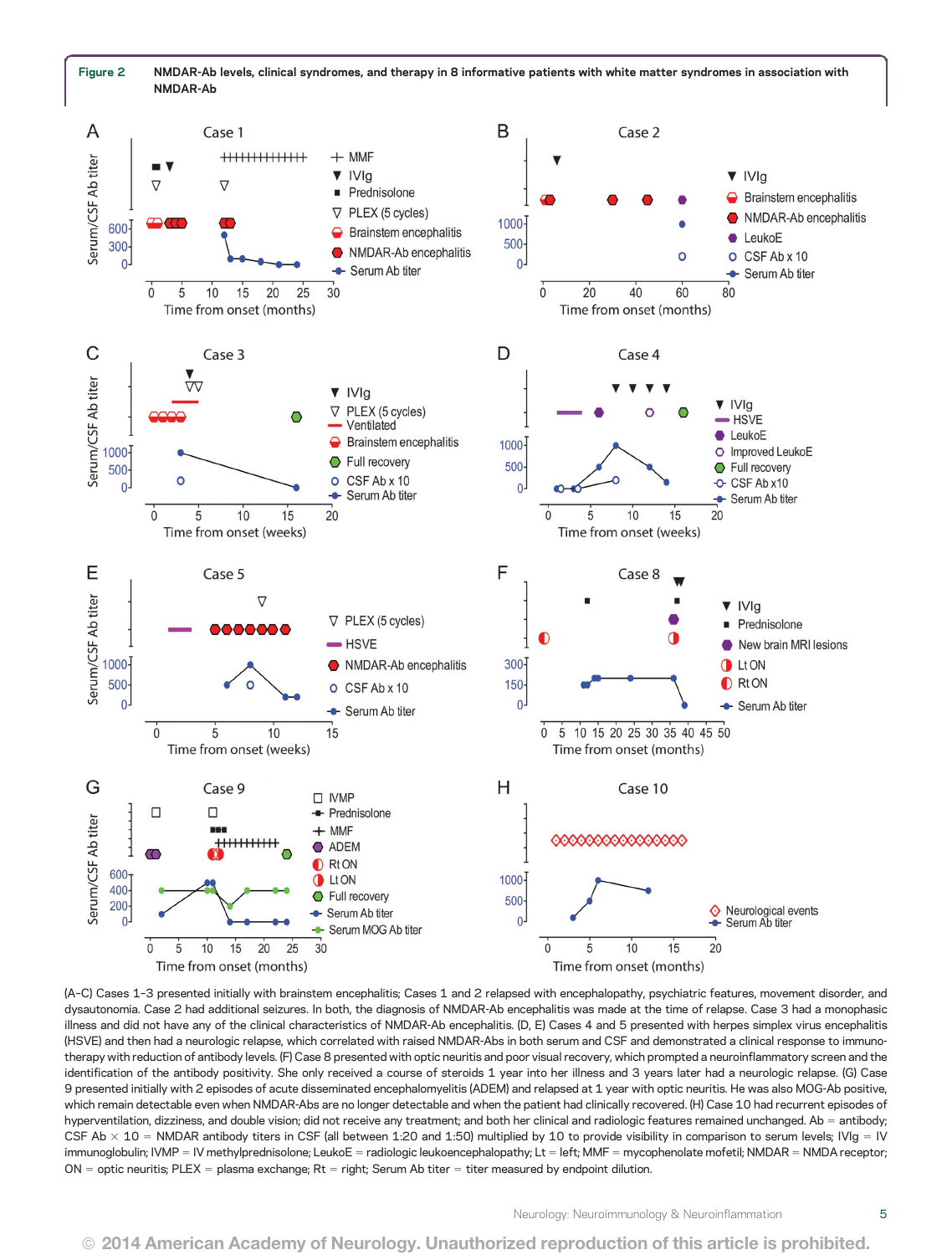**Figure 2** NMDAR-Ab levels, clinical syndromes, and therapy in 8 informative patients with white matter syndromes in association with NMDAR-Ab

(A–C) Cases 1–3 presented initially with brainstem encephalitis; Cases 1 and 2 relapsed with encephalopathy, psychiatric features, movement disorder, and dysautonomia. Case 2 had additional seizures. In both, the diagnosis of NMDAR-Ab encephalitis was made at the time of relapse. Case 3 had a monophasic illness and did not have any of the clinical characteristics of NMDAR-Ab encephalitis. (D, E) Cases 4 and 5 presented with herpes simplex virus encephalitis (HSVE) and then had a neurologic relapse, which correlated with raised NMDAR-Abs in both serum and CSF and demonstrated a clinical response to immunotherapy with reduction of antibody levels. (F) Case 8 presented with optic neuritis and poor visual recovery, which prompted a neuroinflammatory screen and the identification of the antibody positivity. She only received a course of steroids 1 year into her illness and 3 years later had a neurologic relapse. (G) Case 9 presented initially with 2 episodes of acute disseminated encephalomyelitis (ADEM) and relapsed at 1 year with optic neuritis. He was also MOG-Ab positive, which remain detectable even when NMDAR-Abs are no longer detectable and when the patient had clinically recovered. (H) Case 10 had recurrent episodes of hyperventilation, dizziness, and double vision; did not receive any treatment; and both her clinical and radiologic features remained unchanged. Ab = antibody; CSF Ab × 10 = NMDAR antibody titers in CSF (all between 1:20 and 1:50) multiplied by 10 to provide visibility in comparison to serum levels; IVIg = IV immunoglobulin; IVMP = IV methylprednisolone; LeukoE = radiologic leukoencephalopathy; Lt = left; MMF = mycophenolate mofetil; NMDAR = NMDA receptor; ON = optic neuritis; PLEX = plasma exchange; Rt = right; Serum Ab titer = titer measured by endpoint dilution.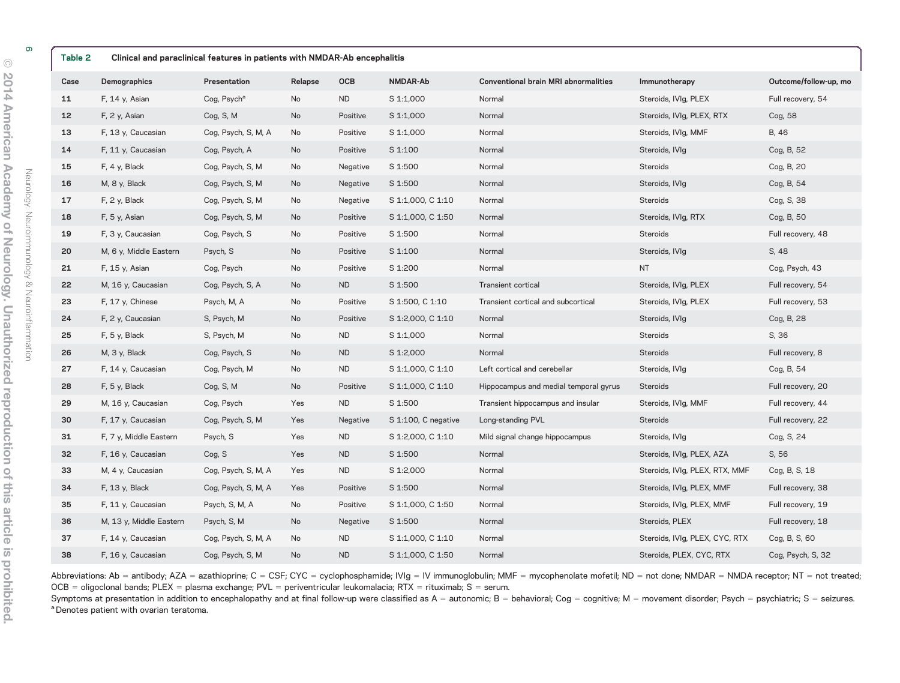Table 2 Clinical and paraclinical features in patients with NMDAR-Ab encephalitis

| Case | Demographics | Presentation | Relapse | OCB | NMDAR-Ab | Conventional brain MRI abnormalities | Immunotherapy | Outcome/follow-up, mo |
|---|---|---|---|---|---|---|---|---|
| 11 | F, 14 y, Asian | Cog, Psych[a] | No | ND | S 1:1,000 | Normal | Steroids, IVIg, PLEX | Full recovery, 54 |
| 12 | F, 2 y, Asian | Cog, S, M | No | Positive | S 1:1,000 | Normal | Steroids, IVIg, PLEX, RTX | Cog, 58 |
| 13 | F, 13 y, Caucasian | Cog, Psych, S, M, A | No | Positive | S 1:1,000 | Normal | Steroids, IVIg, MMF | B, 46 |
| 14 | F, 11 y, Caucasian | Cog, Psych, A | No | Positive | S 1:100 | Normal | Steroids, IVIg | Cog, B, 52 |
| 15 | F, 4 y, Black | Cog, Psych, S, M | No | Negative | S 1:500 | Normal | Steroids | Cog, B, 20 |
| 16 | M, 8 y, Black | Cog, Psych, S, M | No | Negative | S 1:500 | Normal | Steroids, IVIg | Cog, B, 54 |
| 17 | F, 2 y, Black | Cog, Psych, S, M | No | Negative | S 1:1,000, C 1:10 | Normal | Steroids | Cog, S, 38 |
| 18 | F, 5 y, Asian | Cog, Psych, S, M | No | Positive | S 1:1,000, C 1:50 | Normal | Steroids, IVIg, RTX | Cog, B, 50 |
| 19 | F, 3 y, Caucasian | Cog, Psych, S | No | Positive | S 1:500 | Normal | Steroids | Full recovery, 48 |
| 20 | M, 6 y, Middle Eastern | Psych, S | No | Positive | S 1:100 | Normal | Steroids, IVIg | S, 48 |
| 21 | F, 15 y, Asian | Cog, Psych | No | Positive | S 1:200 | Normal | NT | Cog, Psych, 43 |
| 22 | M, 16 y, Caucasian | Cog, Psych, S, A | No | ND | S 1:500 | Transient cortical | Steroids, IVIg, PLEX | Full recovery, 54 |
| 23 | F, 17 y, Chinese | Psych, M, A | No | Positive | S 1:500, C 1:10 | Transient cortical and subcortical | Steroids, IVIg, PLEX | Full recovery, 53 |
| 24 | F, 2 y, Caucasian | S, Psych, M | No | Positive | S 1:2,000, C 1:10 | Normal | Steroids, IVIg | Cog, B, 28 |
| 25 | F, 5 y, Black | S, Psych, M | No | ND | S 1:1,000 | Normal | Steroids | S, 36 |
| 26 | M, 3 y, Black | Cog, Psych, S | No | ND | S 1:2,000 | Normal | Steroids | Full recovery, 8 |
| 27 | F, 14 y, Caucasian | Cog, Psych, M | No | ND | S 1:1,000, C 1:10 | Left cortical and cerebellar | Steroids, IVIg | Cog, B, 54 |
| 28 | F, 5 y, Black | Cog, S, M | No | Positive | S 1:1,000, C 1:10 | Hippocampus and medial temporal gyrus | Steroids | Full recovery, 20 |
| 29 | M, 16 y, Caucasian | Cog, Psych | Yes | ND | S 1:500 | Transient hippocampus and insular | Steroids, IVIg, MMF | Full recovery, 44 |
| 30 | F, 17 y, Caucasian | Cog, Psych, S, M | Yes | Negative | S 1:100, C negative | Long-standing PVL | Steroids | Full recovery, 22 |
| 31 | F, 7 y, Middle Eastern | Psych, S | Yes | ND | S 1:2,000, C 1:10 | Mild signal change hippocampus | Steroids, IVIg | Cog, S, 24 |
| 32 | F, 16 y, Caucasian | Cog, S | Yes | ND | S 1:500 | Normal | Steroids, IVIg, PLEX, AZA | S, 56 |
| 33 | M, 4 y, Caucasian | Cog, Psych, S, M, A | Yes | ND | S 1:2,000 | Normal | Steroids, IVIg, PLEX, RTX, MMF | Cog, B, S, 18 |
| 34 | F, 13 y, Black | Cog, Psych, S, M, A | Yes | Positive | S 1:500 | Normal | Steroids, IVIg, PLEX, MMF | Full recovery, 38 |
| 35 | F, 11 y, Caucasian | Psych, S, M, A | No | Positive | S 1:1,000, C 1:50 | Normal | Steroids, IVIg, PLEX, MMF | Full recovery, 19 |
| 36 | M, 13 y, Middle Eastern | Psych, S, M | No | Negative | S 1:500 | Normal | Steroids, PLEX | Full recovery, 18 |
| 37 | F, 14 y, Caucasian | Cog, Psych, S, M, A | No | ND | S 1:1,000, C 1:10 | Normal | Steroids, IVIg, PLEX, CYC, RTX | Cog, B, S, 60 |
| 38 | F, 16 y, Caucasian | Cog, Psych, S, M | No | ND | S 1:1,000, C 1:50 | Normal | Steroids, PLEX, CYC, RTX | Cog, Psych, S, 32 |

Abbreviations: Ab = antibody; AZA = azathioprine; C = CSF; CYC = cyclophosphamide; IVIg = IV immunoglobulin; MMF = mycophenolate mofetil; ND = not done; NMDAR = NMDA receptor; NT = not treated; OCB = oligoclonal bands; PLEX = plasma exchange; PVL = periventricular leukomalacia; RTX = rituximab; S = serum.
Symptoms at presentation in addition to encephalopathy and at final follow-up were classified as A = autonomic; B = behavioral; Cog = cognitive; M = movement disorder; Psych = psychiatric; S = seizures.
[a] Denotes patient with ovarian teratoma.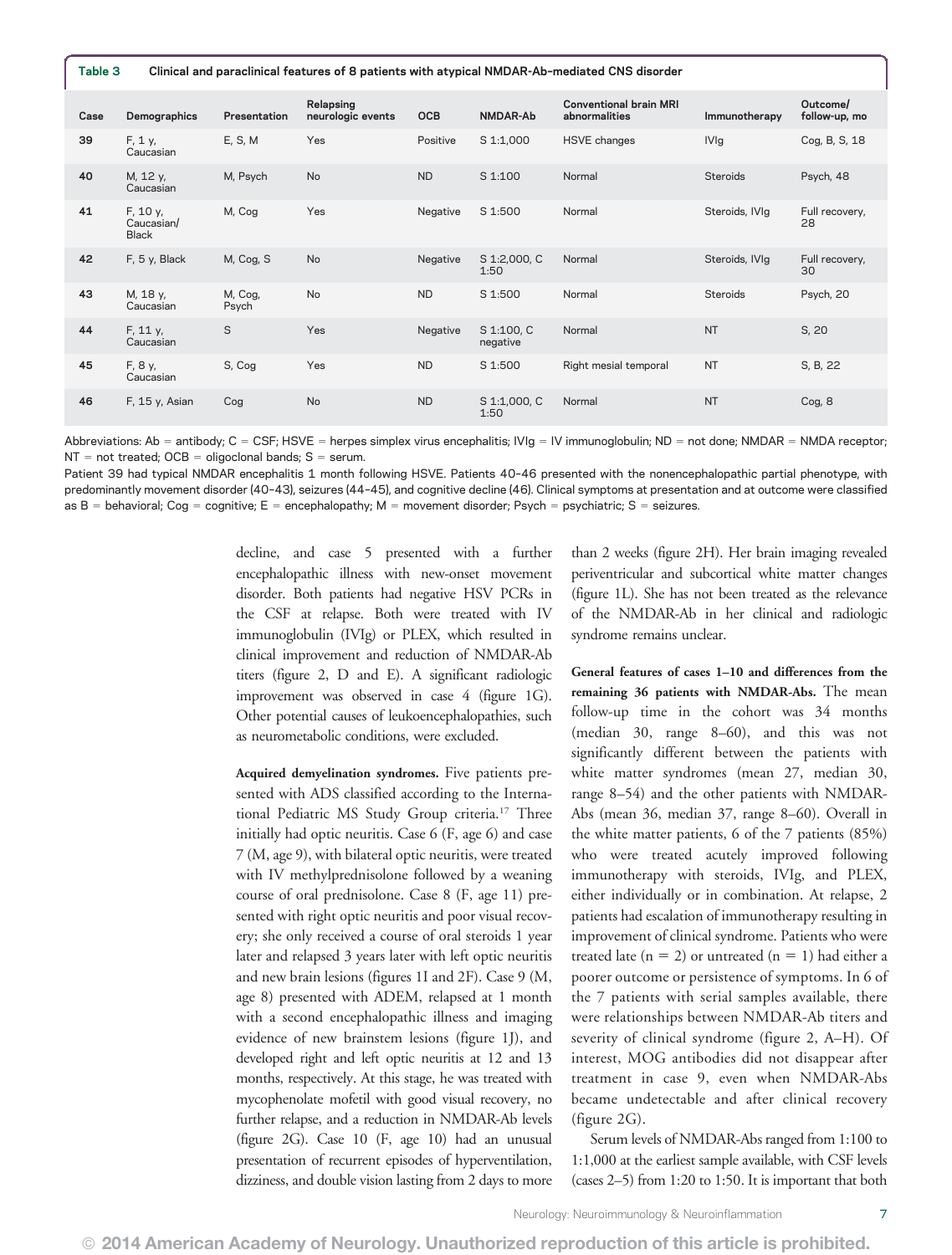**Table 3 Clinical and paraclinical features of 8 patients with atypical NMDAR-Ab–mediated CNS disorder**

| Case | Demographics | Presentation | Relapsing neurologic events | OCB | NMDAR-Ab | Conventional brain MRI abnormalities | Immunotherapy | Outcome/ follow-up, mo |
|---|---|---|---|---|---|---|---|---|
| 39 | F, 1 y, Caucasian | E, S, M | Yes | Positive | S 1:1,000 | HSVE changes | IVIg | Cog, B, S, 18 |
| 40 | M, 12 y, Caucasian | M, Psych | No | ND | S 1:100 | Normal | Steroids | Psych, 48 |
| 41 | F, 10 y, Caucasian/ Black | M, Cog | Yes | Negative | S 1:500 | Normal | Steroids, IVIg | Full recovery, 28 |
| 42 | F, 5 y, Black | M, Cog, S | No | Negative | S 1:2,000, C 1:50 | Normal | Steroids, IVIg | Full recovery, 30 |
| 43 | M, 18 y, Caucasian | M, Cog, Psych | No | ND | S 1:500 | Normal | Steroids | Psych, 20 |
| 44 | F, 11 y, Caucasian | S | Yes | Negative | S 1:100, C negative | Normal | NT | S, 20 |
| 45 | F, 8 y, Caucasian | S, Cog | Yes | ND | S 1:500 | Right mesial temporal | NT | S, B, 22 |
| 46 | F, 15 y, Asian | Cog | No | ND | S 1:1,000, C 1:50 | Normal | NT | Cog, 8 |

Abbreviations: Ab = antibody; C = CSF; HSVE = herpes simplex virus encephalitis; IVIg = IV immunoglobulin; ND = not done; NMDAR = NMDA receptor; NT = not treated; OCB = oligoclonal bands; S = serum.

Patient 39 had typical NMDAR encephalitis 1 month following HSVE. Patients 40–46 presented with the nonencephalopathic partial phenotype, with predominantly movement disorder (40–43), seizures (44–45), and cognitive decline (46). Clinical symptoms at presentation and at outcome were classified as B = behavioral; Cog = cognitive; E = encephalopathy; M = movement disorder; Psych = psychiatric; S = seizures.

decline, and case 5 presented with a further encephalopathic illness with new-onset movement disorder. Both patients had negative HSV PCRs in the CSF at relapse. Both were treated with IV immunoglobulin (IVIg) or PLEX, which resulted in clinical improvement and reduction of NMDAR-Ab titers (figure 2, D and E). A significant radiologic improvement was observed in case 4 (figure 1G). Other potential causes of leukoencephalopathies, such as neurometabolic conditions, were excluded.

**Acquired demyelination syndromes.** Five patients presented with ADS classified according to the International Pediatric MS Study Group criteria.[17] Three initially had optic neuritis. Case 6 (F, age 6) and case 7 (M, age 9), with bilateral optic neuritis, were treated with IV methylprednisolone followed by a weaning course of oral prednisolone. Case 8 (F, age 11) presented with right optic neuritis and poor visual recovery; she only received a course of oral steroids 1 year later and relapsed 3 years later with left optic neuritis and new brain lesions (figures 1I and 2F). Case 9 (M, age 8) presented with ADEM, relapsed at 1 month with a second encephalopathic illness and imaging evidence of new brainstem lesions (figure 1J), and developed right and left optic neuritis at 12 and 13 months, respectively. At this stage, he was treated with mycophenolate mofetil with good visual recovery, no further relapse, and a reduction in NMDAR-Ab levels (figure 2G). Case 10 (F, age 10) had an unusual presentation of recurrent episodes of hyperventilation, dizziness, and double vision lasting from 2 days to more than 2 weeks (figure 2H). Her brain imaging revealed periventricular and subcortical white matter changes (figure 1L). She has not been treated as the relevance of the NMDAR-Ab in her clinical and radiologic syndrome remains unclear.

**General features of cases 1–10 and differences from the remaining 36 patients with NMDAR-Abs.** The mean follow-up time in the cohort was 34 months (median 30, range 8–60), and this was not significantly different between the patients with white matter syndromes (mean 27, median 30, range 8–54) and the other patients with NMDAR-Abs (mean 36, median 37, range 8–60). Overall in the white matter patients, 6 of the 7 patients (85%) who were treated acutely improved following immunotherapy with steroids, IVIg, and PLEX, either individually or in combination. At relapse, 2 patients had escalation of immunotherapy resulting in improvement of clinical syndrome. Patients who were treated late (n = 2) or untreated (n = 1) had either a poorer outcome or persistence of symptoms. In 6 of the 7 patients with serial samples available, there were relationships between NMDAR-Ab titers and severity of clinical syndrome (figure 2, A–H). Of interest, MOG antibodies did not disappear after treatment in case 9, even when NMDAR-Abs became undetectable and after clinical recovery (figure 2G).

Serum levels of NMDAR-Abs ranged from 1:100 to 1:1,000 at the earliest sample available, with CSF levels (cases 2–5) from 1:20 to 1:50. It is important that both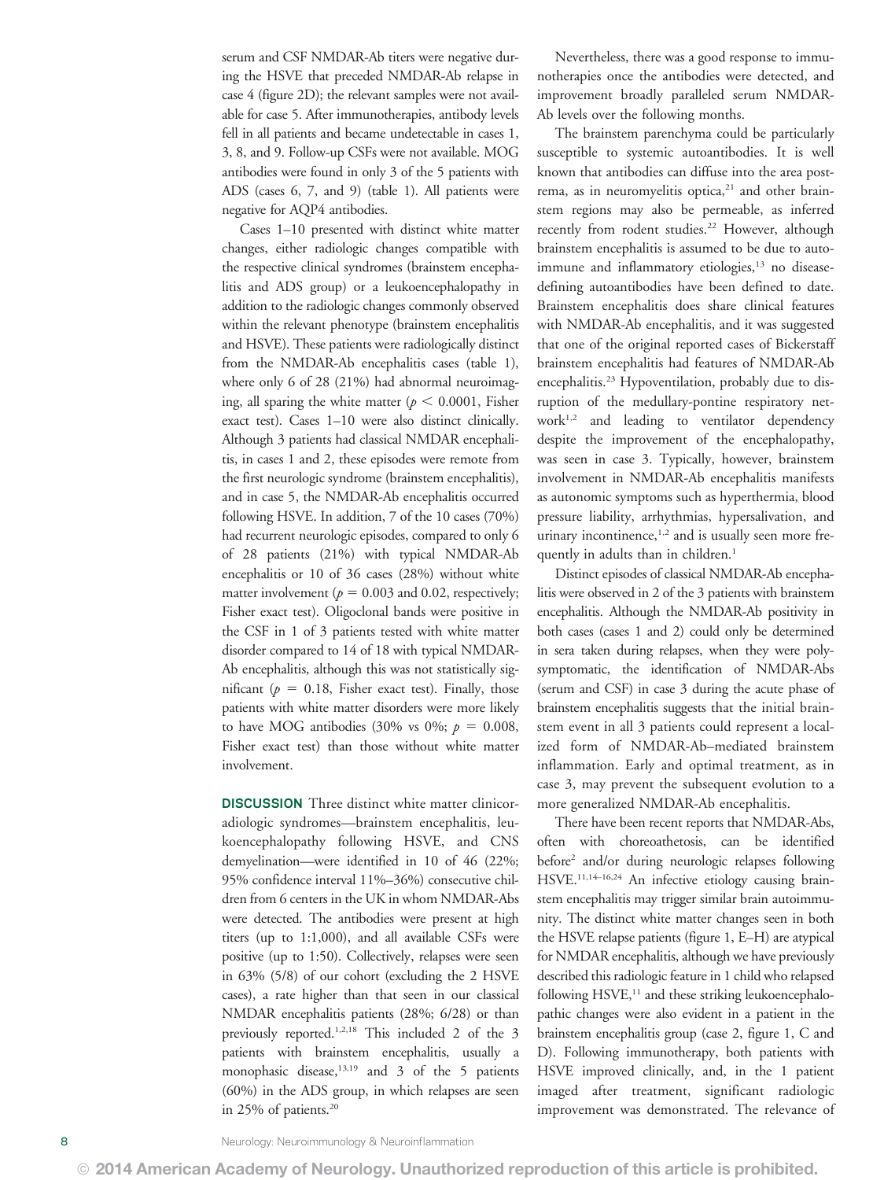serum and CSF NMDAR-Ab titers were negative during the HSVE that preceded NMDAR-Ab relapse in case 4 (figure 2D); the relevant samples were not available for case 5. After immunotherapies, antibody levels fell in all patients and became undetectable in cases 1, 3, 8, and 9. Follow-up CSFs were not available. MOG antibodies were found in only 3 of the 5 patients with ADS (cases 6, 7, and 9) (table 1). All patients were negative for AQP4 antibodies.

Cases 1–10 presented with distinct white matter changes, either radiologic changes compatible with the respective clinical syndromes (brainstem encephalitis and ADS group) or a leukoencephalopathy in addition to the radiologic changes commonly observed within the relevant phenotype (brainstem encephalitis and HSVE). These patients were radiologically distinct from the NMDAR-Ab encephalitis cases (table 1), where only 6 of 28 (21%) had abnormal neuroimaging, all sparing the white matter ($p < 0.0001$, Fisher exact test). Cases 1–10 were also distinct clinically. Although 3 patients had classical NMDAR encephalitis, in cases 1 and 2, these episodes were remote from the first neurologic syndrome (brainstem encephalitis), and in case 5, the NMDAR-Ab encephalitis occurred following HSVE. In addition, 7 of the 10 cases (70%) had recurrent neurologic episodes, compared to only 6 of 28 patients (21%) with typical NMDAR-Ab encephalitis or 10 of 36 cases (28%) without white matter involvement ($p = 0.003$ and 0.02, respectively; Fisher exact test). Oligoclonal bands were positive in the CSF in 1 of 3 patients tested with white matter disorder compared to 14 of 18 with typical NMDAR-Ab encephalitis, although this was not statistically significant ($p = 0.18$, Fisher exact test). Finally, those patients with white matter disorders were more likely to have MOG antibodies (30% vs 0%; $p = 0.008$, Fisher exact test) than those without white matter involvement.

**DISCUSSION** Three distinct white matter clinicoradiologic syndromes—brainstem encephalitis, leukoencephalopathy following HSVE, and CNS demyelination—were identified in 10 of 46 (22%; 95% confidence interval 11%–36%) consecutive children from 6 centers in the UK in whom NMDAR-Abs were detected. The antibodies were present at high titers (up to 1:1,000), and all available CSFs were positive (up to 1:50). Collectively, relapses were seen in 63% (5/8) of our cohort (excluding the 2 HSVE cases), a rate higher than that seen in our classical NMDAR encephalitis patients (28%; 6/28) or than previously reported.[1,2,18] This included 2 of the 3 patients with brainstem encephalitis, usually a monophasic disease,[13,19] and 3 of the 5 patients (60%) in the ADS group, in which relapses are seen in 25% of patients.[20]

Nevertheless, there was a good response to immunotherapies once the antibodies were detected, and improvement broadly paralleled serum NMDAR-Ab levels over the following months.

The brainstem parenchyma could be particularly susceptible to systemic autoantibodies. It is well known that antibodies can diffuse into the area postrema, as in neuromyelitis optica,[21] and other brainstem regions may also be permeable, as inferred recently from rodent studies.[22] However, although brainstem encephalitis is assumed to be due to autoimmune and inflammatory etiologies,[13] no disease-defining autoantibodies have been defined to date. Brainstem encephalitis does share clinical features with NMDAR-Ab encephalitis, and it was suggested that one of the original reported cases of Bickerstaff brainstem encephalitis had features of NMDAR-Ab encephalitis.[23] Hypoventilation, probably due to disruption of the medullary-pontine respiratory network[1,2] and leading to ventilator dependency despite the improvement of the encephalopathy, was seen in case 3. Typically, however, brainstem involvement in NMDAR-Ab encephalitis manifests as autonomic symptoms such as hyperthermia, blood pressure liability, arrhythmias, hypersalivation, and urinary incontinence,[1,2] and is usually seen more frequently in adults than in children.[1]

Distinct episodes of classical NMDAR-Ab encephalitis were observed in 2 of the 3 patients with brainstem encephalitis. Although the NMDAR-Ab positivity in both cases (cases 1 and 2) could only be determined in sera taken during relapses, when they were polysymptomatic, the identification of NMDAR-Abs (serum and CSF) in case 3 during the acute phase of brainstem encephalitis suggests that the initial brainstem event in all 3 patients could represent a localized form of NMDAR-Ab–mediated brainstem inflammation. Early and optimal treatment, as in case 3, may prevent the subsequent evolution to a more generalized NMDAR-Ab encephalitis.

There have been recent reports that NMDAR-Abs, often with choreoathetosis, can be identified before[2] and/or during neurologic relapses following HSVE.[11,14–16,24] An infective etiology causing brainstem encephalitis may trigger similar brain autoimmunity. The distinct white matter changes seen in both the HSVE relapse patients (figure 1, E–H) are atypical for NMDAR encephalitis, although we have previously described this radiologic feature in 1 child who relapsed following HSVE,[11] and these striking leukoencephalopathic changes were also evident in a patient in the brainstem encephalitis group (case 2, figure 1, C and D). Following immunotherapy, both patients with HSVE improved clinically, and, in the 1 patient imaged after treatment, significant radiologic improvement was demonstrated. The relevance of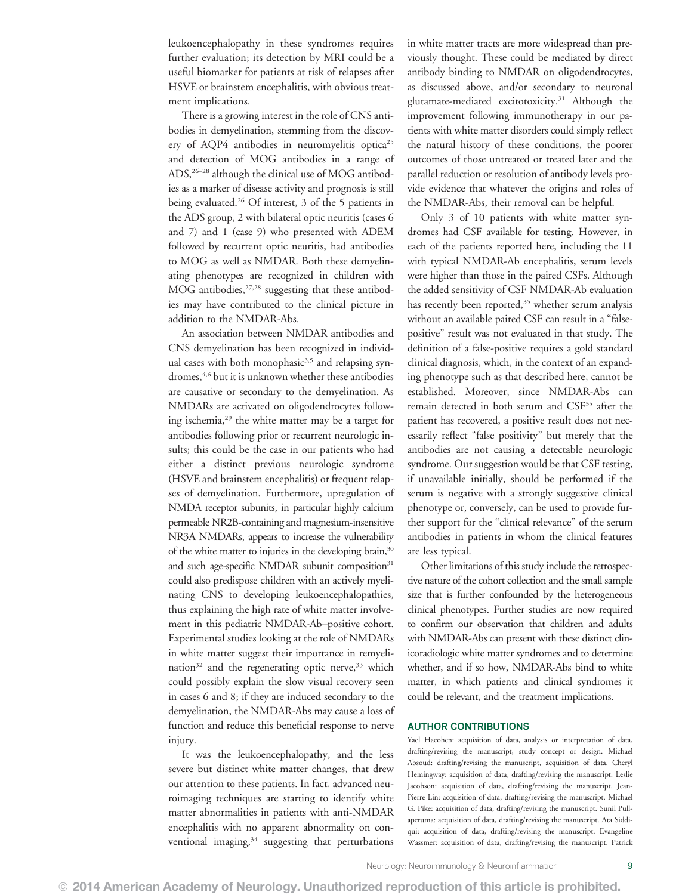leukoencephalopathy in these syndromes requires further evaluation; its detection by MRI could be a useful biomarker for patients at risk of relapses after HSVE or brainstem encephalitis, with obvious treatment implications.

There is a growing interest in the role of CNS antibodies in demyelination, stemming from the discovery of AQP4 antibodies in neuromyelitis optica[25] and detection of MOG antibodies in a range of ADS,[26–28] although the clinical use of MOG antibodies as a marker of disease activity and prognosis is still being evaluated.[26] Of interest, 3 of the 5 patients in the ADS group, 2 with bilateral optic neuritis (cases 6 and 7) and 1 (case 9) who presented with ADEM followed by recurrent optic neuritis, had antibodies to MOG as well as NMDAR. Both these demyelinating phenotypes are recognized in children with MOG antibodies,[27,28] suggesting that these antibodies may have contributed to the clinical picture in addition to the NMDAR-Abs.

An association between NMDAR antibodies and CNS demyelination has been recognized in individual cases with both monophasic[3,5] and relapsing syndromes,[4,6] but it is unknown whether these antibodies are causative or secondary to the demyelination. As NMDARs are activated on oligodendrocytes following ischemia,[29] the white matter may be a target for antibodies following prior or recurrent neurologic insults; this could be the case in our patients who had either a distinct previous neurologic syndrome (HSVE and brainstem encephalitis) or frequent relapses of demyelination. Furthermore, upregulation of NMDA receptor subunits, in particular highly calcium permeable NR2B-containing and magnesium-insensitive NR3A NMDARs, appears to increase the vulnerability of the white matter to injuries in the developing brain,[30] and such age-specific NMDAR subunit composition[31] could also predispose children with an actively myelinating CNS to developing leukoencephalopathies, thus explaining the high rate of white matter involvement in this pediatric NMDAR-Ab–positive cohort. Experimental studies looking at the role of NMDARs in white matter suggest their importance in remyelination[32] and the regenerating optic nerve,[33] which could possibly explain the slow visual recovery seen in cases 6 and 8; if they are induced secondary to the demyelination, the NMDAR-Abs may cause a loss of function and reduce this beneficial response to nerve injury.

It was the leukoencephalopathy, and the less severe but distinct white matter changes, that drew our attention to these patients. In fact, advanced neuroimaging techniques are starting to identify white matter abnormalities in patients with anti-NMDAR encephalitis with no apparent abnormality on conventional imaging,[34] suggesting that perturbations in white matter tracts are more widespread than previously thought. These could be mediated by direct antibody binding to NMDAR on oligodendrocytes, as discussed above, and/or secondary to neuronal glutamate-mediated excitotoxicity.[31] Although the improvement following immunotherapy in our patients with white matter disorders could simply reflect the natural history of these conditions, the poorer outcomes of those untreated or treated later and the parallel reduction or resolution of antibody levels provide evidence that whatever the origins and roles of the NMDAR-Abs, their removal can be helpful.

Only 3 of 10 patients with white matter syndromes had CSF available for testing. However, in each of the patients reported here, including the 11 with typical NMDAR-Ab encephalitis, serum levels were higher than those in the paired CSFs. Although the added sensitivity of CSF NMDAR-Ab evaluation has recently been reported,[35] whether serum analysis without an available paired CSF can result in a "false-positive" result was not evaluated in that study. The definition of a false-positive requires a gold standard clinical diagnosis, which, in the context of an expanding phenotype such as that described here, cannot be established. Moreover, since NMDAR-Abs can remain detected in both serum and CSF[35] after the patient has recovered, a positive result does not necessarily reflect "false positivity" but merely that the antibodies are not causing a detectable neurologic syndrome. Our suggestion would be that CSF testing, if unavailable initially, should be performed if the serum is negative with a strongly suggestive clinical phenotype or, conversely, can be used to provide further support for the "clinical relevance" of the serum antibodies in patients in whom the clinical features are less typical.

Other limitations of this study include the retrospective nature of the cohort collection and the small sample size that is further confounded by the heterogeneous clinical phenotypes. Further studies are now required to confirm our observation that children and adults with NMDAR-Abs can present with these distinct clinicoradiologic white matter syndromes and to determine whether, and if so how, NMDAR-Abs bind to white matter, in which patients and clinical syndromes it could be relevant, and the treatment implications.

## AUTHOR CONTRIBUTIONS

Yael Hacohen: acquisition of data, analysis or interpretation of data, drafting/revising the manuscript, study concept or design. Michael Absoud: drafting/revising the manuscript, acquisition of data. Cheryl Hemingway: acquisition of data, drafting/revising the manuscript. Leslie Jacobson: acquisition of data, drafting/revising the manuscript. Jean-Pierre Lin: acquisition of data, drafting/revising the manuscript. Michael G. Pike: acquisition of data, drafting/revising the manuscript. Sunil Pullaperuma: acquisition of data, drafting/revising the manuscript. Ata Siddiqui: acquisition of data, drafting/revising the manuscript. Evangeline Wassmer: acquisition of data, drafting/revising the manuscript. Patrick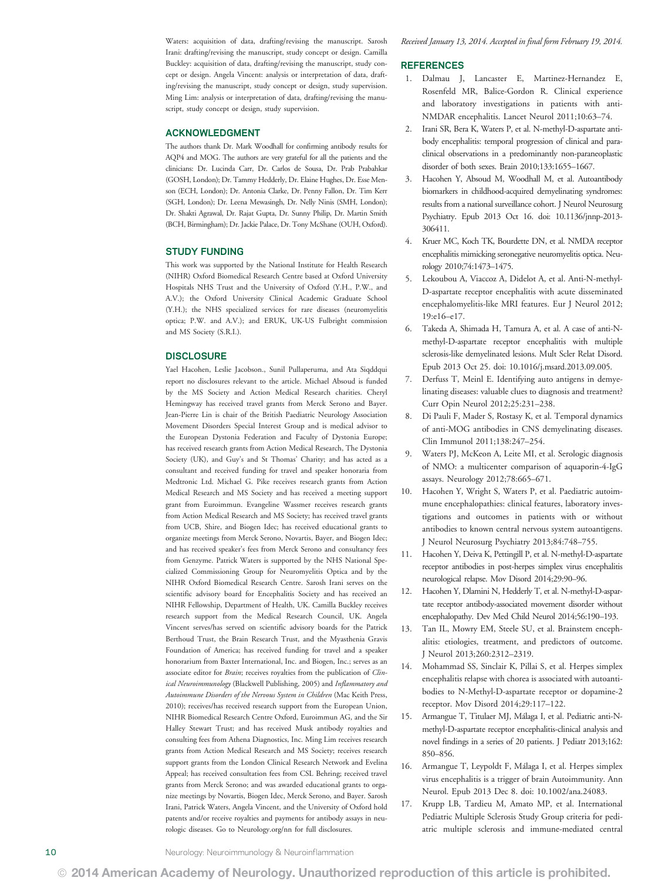Waters: acquisition of data, drafting/revising the manuscript. Sarosh Irani: drafting/revising the manuscript, study concept or design. Camilla Buckley: acquisition of data, drafting/revising the manuscript, study concept or design. Angela Vincent: analysis or interpretation of data, drafting/revising the manuscript, study concept or design, study supervision. Ming Lim: analysis or interpretation of data, drafting/revising the manuscript, study concept or design, study supervision.

## ACKNOWLEDGMENT

The authors thank Dr. Mark Woodhall for confirming antibody results for AQP4 and MOG. The authors are very grateful for all the patients and the clinicians: Dr. Lucinda Carr, Dr. Carlos de Sousa, Dr. Prab Prabahkar (GOSH, London); Dr. Tammy Hedderly, Dr. Elaine Hughes, Dr. Esse Menson (ECH, London); Dr. Antonia Clarke, Dr. Penny Fallon, Dr. Tim Kerr (SGH, London); Dr. Leena Mewasingh, Dr. Nelly Ninis (SMH, London); Dr. Shakti Agrawal, Dr. Rajat Gupta, Dr. Sunny Philip, Dr. Martin Smith (BCH, Birmingham); Dr. Jackie Palace, Dr. Tony McShane (OUH, Oxford).

## STUDY FUNDING

This work was supported by the National Institute for Health Research (NIHR) Oxford Biomedical Research Centre based at Oxford University Hospitals NHS Trust and the University of Oxford (Y.H., P.W., and A.V.); the Oxford University Clinical Academic Graduate School (Y.H.); the NHS specialized services for rare diseases (neuromyelitis optica; P.W. and A.V.); and ERUK, UK-US Fulbright commission and MS Society (S.R.I.).

## DISCLOSURE

Yael Hacohen, Leslie Jacobson., Sunil Pullaperuma, and Ata Siqddqui report no disclosures relevant to the article. Michael Absoud is funded by the MS Society and Action Medical Research charities. Cheryl Hemingway has received travel grants from Merck Serono and Bayer. Jean-Pierre Lin is chair of the British Paediatric Neurology Association Movement Disorders Special Interest Group and is medical advisor to the European Dystonia Federation and Faculty of Dystonia Europe; has received research grants from Action Medical Research, The Dystonia Society (UK), and Guy's and St Thomas' Charity; and has acted as a consultant and received funding for travel and speaker honoraria from Medtronic Ltd. Michael G. Pike receives research grants from Action Medical Research and MS Society and has received a meeting support grant from Euroimmun. Evangeline Wassmer receives research grants from Action Medical Research and MS Society; has received travel grants from UCB, Shire, and Biogen Idec; has received educational grants to organize meetings from Merck Serono, Novartis, Bayer, and Biogen Idec; and has received speaker's fees from Merck Serono and consultancy fees from Genzyme. Patrick Waters is supported by the NHS National Specialized Commissioning Group for Neuromyelitis Optica and by the NIHR Oxford Biomedical Research Centre. Sarosh Irani serves on the scientific advisory board for Encephalitis Society and has received an NIHR Fellowship, Department of Health, UK. Camilla Buckley receives research support from the Medical Research Council, UK. Angela Vincent serves/has served on scientific advisory boards for the Patrick Berthoud Trust, the Brain Research Trust, and the Myasthenia Gravis Foundation of America; has received funding for travel and a speaker honorarium from Baxter International, Inc. and Biogen, Inc.; serves as an associate editor for *Brain*; receives royalties from the publication of *Clinical Neuroimmunology* (Blackwell Publishing, 2005) and *Inflammatory and Autoimmune Disorders of the Nervous System in Children* (Mac Keith Press, 2010); receives/has received research support from the European Union, NIHR Biomedical Research Centre Oxford, Euroimmun AG, and the Sir Halley Stewart Trust; and has received Musk antibody royalties and consulting fees from Athena Diagnostics, Inc. Ming Lim receives research grants from Action Medical Research and MS Society; receives research support grants from the London Clinical Research Network and Evelina Appeal; has received consultation fees from CSL Behring; received travel grants from Merck Serono; and was awarded educational grants to organize meetings by Novartis, Biogen Idec, Merck Serono, and Bayer. Sarosh Irani, Patrick Waters, Angela Vincent, and the University of Oxford hold patents and/or receive royalties and payments for antibody assays in neurologic diseases. Go to Neurology.org/nn for full disclosures.

*Received January 13, 2014. Accepted in final form February 19, 2014.*

## REFERENCES

1. Dalmau J, Lancaster E, Martinez-Hernandez E, Rosenfeld MR, Balice-Gordon R. Clinical experience and laboratory investigations in patients with anti-NMDAR encephalitis. Lancet Neurol 2011;10:63–74.
2. Irani SR, Bera K, Waters P, et al. N-methyl-D-aspartate antibody encephalitis: temporal progression of clinical and paraclinical observations in a predominantly non-paraneoplastic disorder of both sexes. Brain 2010;133:1655–1667.
3. Hacohen Y, Absoud M, Woodhall M, et al. Autoantibody biomarkers in childhood-acquired demyelinating syndromes: results from a national surveillance cohort. J Neurol Neurosurg Psychiatry. Epub 2013 Oct 16. doi: 10.1136/jnnp-2013-306411.
4. Kruer MC, Koch TK, Bourdette DN, et al. NMDA receptor encephalitis mimicking seronegative neuromyelitis optica. Neurology 2010;74:1473–1475.
5. Lekoubou A, Viaccoz A, Didelot A, et al. Anti-N-methyl-D-aspartate receptor encephalitis with acute disseminated encephalomyelitis-like MRI features. Eur J Neurol 2012;19:e16–e17.
6. Takeda A, Shimada H, Tamura A, et al. A case of anti-N-methyl-D-aspartate receptor encephalitis with multiple sclerosis-like demyelinated lesions. Mult Scler Relat Disord. Epub 2013 Oct 25. doi: 10.1016/j.msard.2013.09.005.
7. Derfuss T, Meinl E. Identifying auto antigens in demyelinating diseases: valuable clues to diagnosis and treatment? Curr Opin Neurol 2012;25:231–238.
8. Di Pauli F, Mader S, Rostasy K, et al. Temporal dynamics of anti-MOG antibodies in CNS demyelinating diseases. Clin Immunol 2011;138:247–254.
9. Waters PJ, McKeon A, Leite MI, et al. Serologic diagnosis of NMO: a multicenter comparison of aquaporin-4-IgG assays. Neurology 2012;78:665–671.
10. Hacohen Y, Wright S, Waters P, et al. Paediatric autoimmune encephalopathies: clinical features, laboratory investigations and outcomes in patients with or without antibodies to known central nervous system autoantigens. J Neurol Neurosurg Psychiatry 2013;84:748–755.
11. Hacohen Y, Deiva K, Pettingill P, et al. N-methyl-D-aspartate receptor antibodies in post-herpes simplex virus encephalitis neurological relapse. Mov Disord 2014;29:90–96.
12. Hacohen Y, Dlamini N, Hedderly T, et al. N-methyl-D-aspartate receptor antibody-associated movement disorder without encephalopathy. Dev Med Child Neurol 2014;56:190–193.
13. Tan IL, Mowry EM, Steele SU, et al. Brainstem encephalitis: etiologies, treatment, and predictors of outcome. J Neurol 2013;260:2312–2319.
14. Mohammad SS, Sinclair K, Pillai S, et al. Herpes simplex encephalitis relapse with chorea is associated with autoantibodies to N-Methyl-D-aspartate receptor or dopamine-2 receptor. Mov Disord 2014;29:117–122.
15. Armangue T, Titulaer MJ, Málaga I, et al. Pediatric anti-N-methyl-D-aspartate receptor encephalitis-clinical analysis and novel findings in a series of 20 patients. J Pediatr 2013;162:850–856.
16. Armangue T, Leypoldt F, Málaga I, et al. Herpes simplex virus encephalitis is a trigger of brain Autoimmunity. Ann Neurol. Epub 2013 Dec 8. doi: 10.1002/ana.24083.
17. Krupp LB, Tardieu M, Amato MP, et al. International Pediatric Multiple Sclerosis Study Group criteria for pediatric multiple sclerosis and immune-mediated central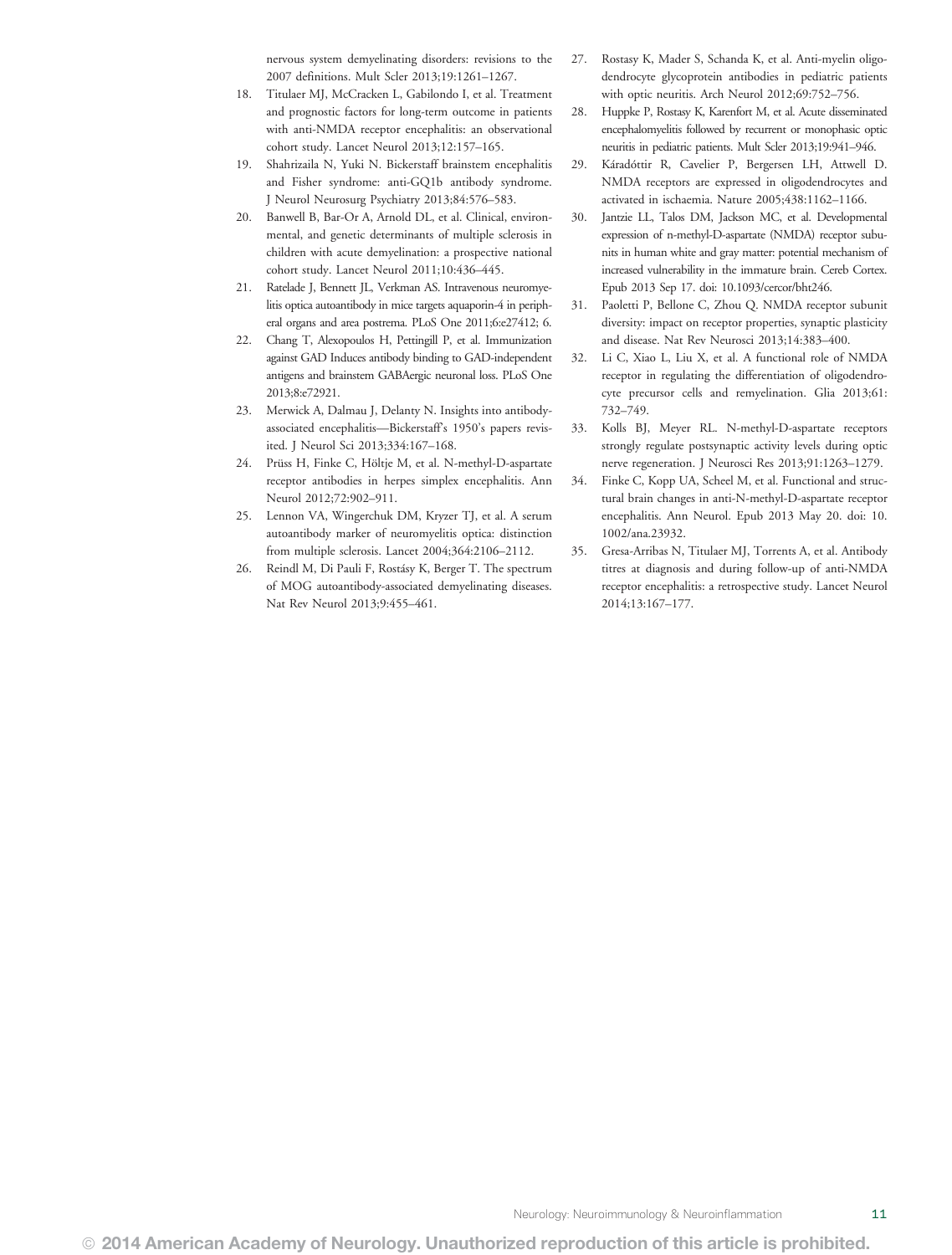nervous system demyelinating disorders: revisions to the 2007 definitions. Mult Scler 2013;19:1261–1267.

18. Titulaer MJ, McCracken L, Gabilondo I, et al. Treatment and prognostic factors for long-term outcome in patients with anti-NMDA receptor encephalitis: an observational cohort study. Lancet Neurol 2013;12:157–165.
19. Shahrizaila N, Yuki N. Bickerstaff brainstem encephalitis and Fisher syndrome: anti-GQ1b antibody syndrome. J Neurol Neurosurg Psychiatry 2013;84:576–583.
20. Banwell B, Bar-Or A, Arnold DL, et al. Clinical, environmental, and genetic determinants of multiple sclerosis in children with acute demyelination: a prospective national cohort study. Lancet Neurol 2011;10:436–445.
21. Ratelade J, Bennett JL, Verkman AS. Intravenous neuromyelitis optica autoantibody in mice targets aquaporin-4 in peripheral organs and area postrema. PLoS One 2011;6:e27412; 6.
22. Chang T, Alexopoulos H, Pettingill P, et al. Immunization against GAD Induces antibody binding to GAD-independent antigens and brainstem GABAergic neuronal loss. PLoS One 2013;8:e72921.
23. Merwick A, Dalmau J, Delanty N. Insights into antibody-associated encephalitis—Bickerstaff's 1950's papers revisited. J Neurol Sci 2013;334:167–168.
24. Prüss H, Finke C, Höltje M, et al. N-methyl-D-aspartate receptor antibodies in herpes simplex encephalitis. Ann Neurol 2012;72:902–911.
25. Lennon VA, Wingerchuk DM, Kryzer TJ, et al. A serum autoantibody marker of neuromyelitis optica: distinction from multiple sclerosis. Lancet 2004;364:2106–2112.
26. Reindl M, Di Pauli F, Rostásy K, Berger T. The spectrum of MOG autoantibody-associated demyelinating diseases. Nat Rev Neurol 2013;9:455–461.
27. Rostasy K, Mader S, Schanda K, et al. Anti-myelin oligodendrocyte glycoprotein antibodies in pediatric patients with optic neuritis. Arch Neurol 2012;69:752–756.
28. Huppke P, Rostasy K, Karenfort M, et al. Acute disseminated encephalomyelitis followed by recurrent or monophasic optic neuritis in pediatric patients. Mult Scler 2013;19:941–946.
29. Káradóttir R, Cavelier P, Bergersen LH, Attwell D. NMDA receptors are expressed in oligodendrocytes and activated in ischaemia. Nature 2005;438:1162–1166.
30. Jantzie LL, Talos DM, Jackson MC, et al. Developmental expression of n-methyl-D-aspartate (NMDA) receptor subunits in human white and gray matter: potential mechanism of increased vulnerability in the immature brain. Cereb Cortex. Epub 2013 Sep 17. doi: 10.1093/cercor/bht246.
31. Paoletti P, Bellone C, Zhou Q. NMDA receptor subunit diversity: impact on receptor properties, synaptic plasticity and disease. Nat Rev Neurosci 2013;14:383–400.
32. Li C, Xiao L, Liu X, et al. A functional role of NMDA receptor in regulating the differentiation of oligodendrocyte precursor cells and remyelination. Glia 2013;61:732–749.
33. Kolls BJ, Meyer RL. N-methyl-D-aspartate receptors strongly regulate postsynaptic activity levels during optic nerve regeneration. J Neurosci Res 2013;91:1263–1279.
34. Finke C, Kopp UA, Scheel M, et al. Functional and structural brain changes in anti-N-methyl-D-aspartate receptor encephalitis. Ann Neurol. Epub 2013 May 20. doi: 10.1002/ana.23932.
35. Gresa-Arribas N, Titulaer MJ, Torrents A, et al. Antibody titres at diagnosis and during follow-up of anti-NMDA receptor encephalitis: a retrospective study. Lancet Neurol 2014;13:167–177.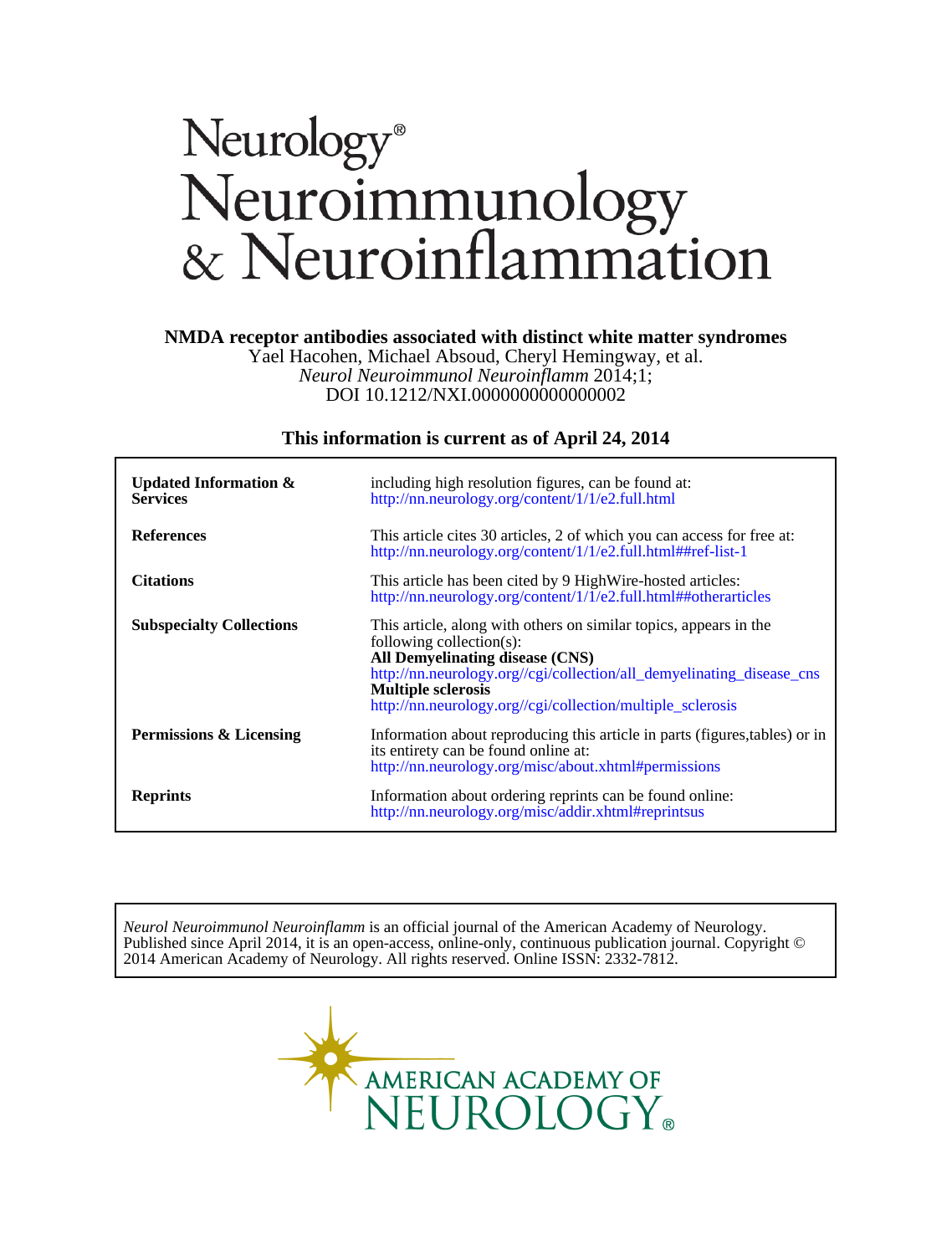# Neurology® Neuroimmunology & Neuroinflammation

**NMDA receptor antibodies associated with distinct white matter syndromes**

Yael Hacohen, Michael Absoud, Cheryl Hemingway, et al.

*Neurol Neuroimmunol Neuroinflamm* 2014;1;

DOI 10.1212/NXI.0000000000000002

**This information is current as of April 24, 2014**

| | |
|---|---|
| **Updated Information & Services** | including high resolution figures, can be found at: http://nn.neurology.org/content/1/1/e2.full.html |
| **References** | This article cites 30 articles, 2 of which you can access for free at: http://nn.neurology.org/content/1/1/e2.full.html##ref-list-1 |
| **Citations** | This article has been cited by 9 HighWire-hosted articles: http://nn.neurology.org/content/1/1/e2.full.html##otherarticles |
| **Subspecialty Collections** | This article, along with others on similar topics, appears in the following collection(s): **All Demyelinating disease (CNS)** http://nn.neurology.org//cgi/collection/all_demyelinating_disease_cns **Multiple sclerosis** http://nn.neurology.org//cgi/collection/multiple_sclerosis |
| **Permissions & Licensing** | Information about reproducing this article in parts (figures,tables) or in its entirety can be found online at: http://nn.neurology.org/misc/about.xhtml#permissions |
| **Reprints** | Information about ordering reprints can be found online: http://nn.neurology.org/misc/addir.xhtml#reprintsus |

*Neurol Neuroimmunol Neuroinflamm* is an official journal of the American Academy of Neurology. Published since April 2014, it is an open-access, online-only, continuous publication journal. Copyright © 2014 American Academy of Neurology. All rights reserved. Online ISSN: 2332-7812.

AMERICAN ACADEMY OF NEUROLOGY®